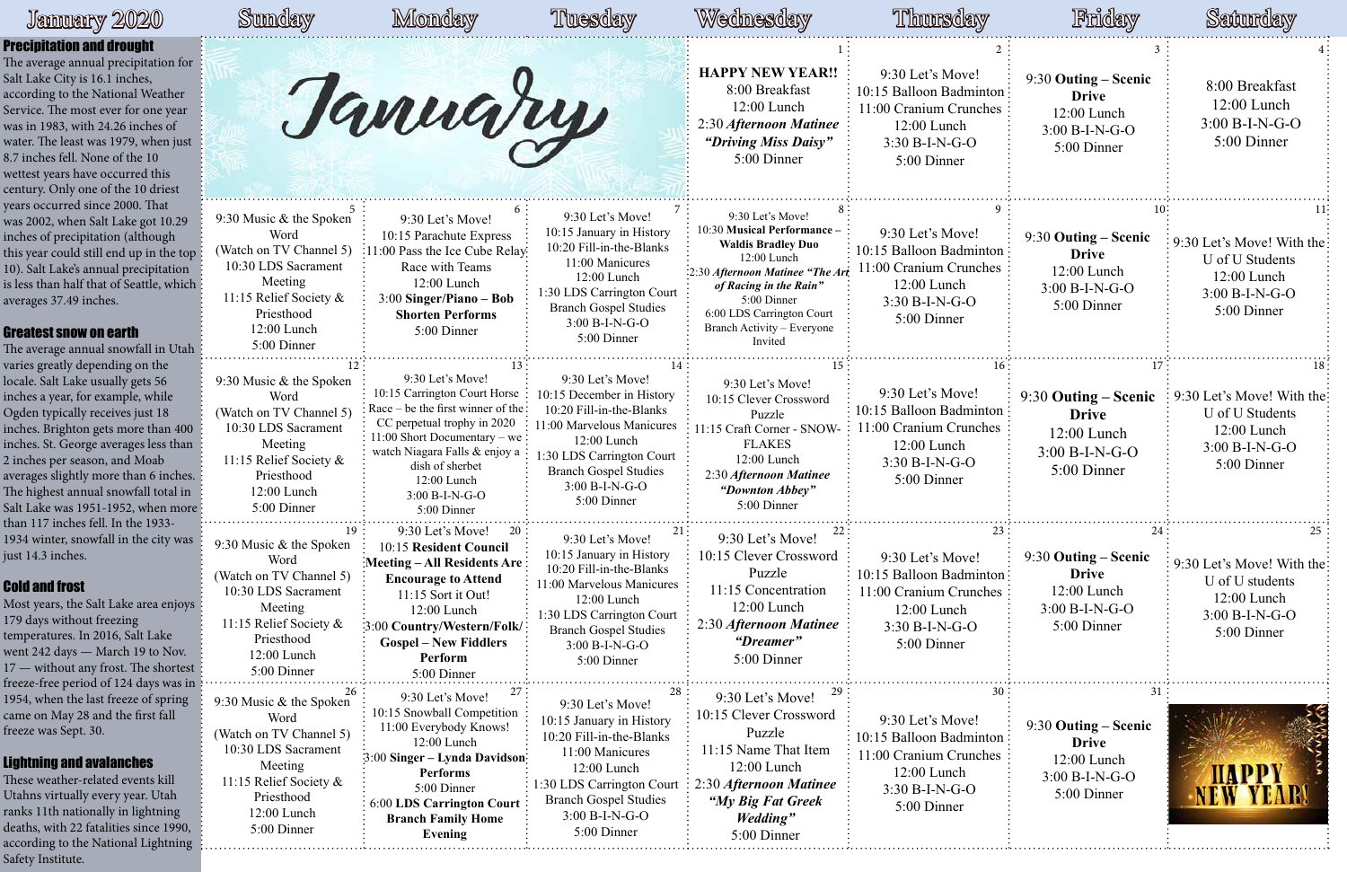# January 2020

## Precipitation and drought

The average annual precipitation for Salt Lake City is 16.1 inches, according to the National Weather Service. The most ever for one year was in 1983, with 24.26 inches of water. The least was 1979, when just 8.7 inches fell. None of the 10 wettest years have occurred this century. Only one of the 10 driest years occurred since 2000. That was 2002, when Salt Lake got 10.29 inches of precipitation (although this year could still end up in the top 10). Salt Lake's annual precipitation is less than half that of Seattle, which averages 37.49 inches.

## Greatest snow on earth

The average annual snowfall in Utah varies greatly depending on the locale. Salt Lake usually gets 56 inches a year, for example, while Ogden typically receives just 18 inches. Brighton gets more than 400 inches. St. George averages less than 2 inches per season, and Moab averages slightly more than 6 inches. The highest annual snowfall total in Salt Lake was 1951-1952, when more than 117 inches fell. In the 1933-1934 winter, snowfall in the city was just 14.3 inches.

## Cold and frost

Most years, the Salt Lake area enjoys 179 days without freezing temperatures. In 2016, Salt Lake went 242 days — March 19 to Nov. 17 — without any frost. The shortest freeze-free period of 124 days was in 1954, when the last freeze of spring came on May 28 and the first fall freeze was Sept. 30.

## Lightning and avalanches

These weather-related events kill Utahns virtually every year. Utah ranks 11th nationally in lightning deaths, with 22 fatalities since 1990, according to the National Lightning Safety Institute.

| Sunday | Monday | Tuesday | Wednesday | Thursday | Friday | Saturday |
|---|---|---|---|---|---|---|
| January | | | **1** **HAPPY NEW YEAR!!** 8:00 Breakfast 12:00 Lunch 2:30 ***Afternoon Matinee "Driving Miss Daisy"*** 5:00 Dinner | **2** 9:30 Let's Move! 10:15 Balloon Badminton 11:00 Cranium Crunches 12:00 Lunch 3:30 B-I-N-G-O 5:00 Dinner | **3** 9:30 **Outing – Scenic Drive** 12:00 Lunch 3:00 B-I-N-G-O 5:00 Dinner | **4** 8:00 Breakfast 12:00 Lunch 3:00 B-I-N-G-O 5:00 Dinner |
| **5** 9:30 Music & the Spoken Word (Watch on TV Channel 5) 10:30 LDS Sacrament Meeting 11:15 Relief Society & Priesthood 12:00 Lunch 5:00 Dinner | **6** 9:30 Let's Move! 10:15 Parachute Express 11:00 Pass the Ice Cube Relay Race with Teams 12:00 Lunch 3:00 **Singer/Piano – Bob Shorten Performs** 5:00 Dinner | **7** 9:30 Let's Move! 10:15 January in History 10:20 Fill-in-the-Blanks 11:00 Manicures 12:00 Lunch 1:30 LDS Carrington Court Branch Gospel Studies 3:00 B-I-N-G-O 5:00 Dinner | **8** 9:30 Let's Move! 10:30 **Musical Performance – Waldis Bradley Duo** 12:00 Lunch 2:30 ***Afternoon Matinee "The Art of Racing in the Rain"*** 5:00 Dinner 6:00 LDS Carrington Court Branch Activity – Everyone Invited | **9** 9:30 Let's Move! 10:15 Balloon Badminton 11:00 Cranium Crunches 12:00 Lunch 3:30 B-I-N-G-O 5:00 Dinner | **10** 9:30 **Outing – Scenic Drive** 12:00 Lunch 3:00 B-I-N-G-O 5:00 Dinner | **11** 9:30 Let's Move! With the U of U Students 12:00 Lunch 3:00 B-I-N-G-O 5:00 Dinner |
| **12** 9:30 Music & the Spoken Word (Watch on TV Channel 5) 10:30 LDS Sacrament Meeting 11:15 Relief Society & Priesthood 12:00 Lunch 5:00 Dinner | **13** 9:30 Let's Move! 10:15 Carrington Court Horse Race – be the first winner of the CC perpetual trophy in 2020 11:00 Short Documentary – we watch Niagara Falls & enjoy a dish of sherbet 12:00 Lunch 3:00 B-I-N-G-O 5:00 Dinner | **14** 9:30 Let's Move! 10:15 December in History 10:20 Fill-in-the-Blanks 11:00 Marvelous Manicures 12:00 Lunch 1:30 LDS Carrington Court Branch Gospel Studies 3:00 B-I-N-G-O 5:00 Dinner | **15** 9:30 Let's Move! 10:15 Clever Crossword Puzzle 11:15 Craft Corner - SNOW-FLAKES 12:00 Lunch 2:30 ***Afternoon Matinee "Downton Abbey"*** 5:00 Dinner | **16** 9:30 Let's Move! 10:15 Balloon Badminton 11:00 Cranium Crunches 12:00 Lunch 3:30 B-I-N-G-O 5:00 Dinner | **17** 9:30 **Outing – Scenic Drive** 12:00 Lunch 3:00 B-I-N-G-O 5:00 Dinner | **18** 9:30 Let's Move! With the U of U Students 12:00 Lunch 3:00 B-I-N-G-O 5:00 Dinner |
| **19** 9:30 Music & the Spoken Word (Watch on TV Channel 5) 10:30 LDS Sacrament Meeting 11:15 Relief Society & Priesthood 12:00 Lunch 5:00 Dinner | **20** 9:30 Let's Move! 10:15 **Resident Council Meeting – All Residents Are Encourage to Attend** 11:15 Sort it Out! 12:00 Lunch 3:00 **Country/Western/Folk/Gospel – New Fiddlers Perform** 5:00 Dinner | **21** 9:30 Let's Move! 10:15 January in History 10:20 Fill-in-the-Blanks 11:00 Marvelous Manicures 12:00 Lunch 1:30 LDS Carrington Court Branch Gospel Studies 3:00 B-I-N-G-O 5:00 Dinner | **22** 9:30 Let's Move! 10:15 Clever Crossword Puzzle 11:15 Concentration 12:00 Lunch 2:30 ***Afternoon Matinee "Dreamer"*** 5:00 Dinner | **23** 9:30 Let's Move! 10:15 Balloon Badminton 11:00 Cranium Crunches 12:00 Lunch 3:30 B-I-N-G-O 5:00 Dinner | **24** 9:30 **Outing – Scenic Drive** 12:00 Lunch 3:00 B-I-N-G-O 5:00 Dinner | **25** 9:30 Let's Move! With the U of U students 12:00 Lunch 3:00 B-I-N-G-O 5:00 Dinner |
| **26** 9:30 Music & the Spoken Word (Watch on TV Channel 5) 10:30 LDS Sacrament Meeting 11:15 Relief Society & Priesthood 12:00 Lunch 5:00 Dinner | **27** 9:30 Let's Move! 10:15 Snowball Competition 11:00 Everybody Knows! 12:00 Lunch 3:00 **Singer – Lynda Davidson Performs** 5:00 Dinner 6:00 **LDS Carrington Court Branch Family Home Evening** | **28** 9:30 Let's Move! 10:15 January in History 10:20 Fill-in-the-Blanks 11:00 Manicures 12:00 Lunch 1:30 LDS Carrington Court Branch Gospel Studies 3:00 B-I-N-G-O 5:00 Dinner | **29** 9:30 Let's Move! 10:15 Clever Crossword Puzzle 11:15 Name That Item 12:00 Lunch 2:30 ***Afternoon Matinee "My Big Fat Greek Wedding"*** 5:00 Dinner | **30** 9:30 Let's Move! 10:15 Balloon Badminton 11:00 Cranium Crunches 12:00 Lunch 3:30 B-I-N-G-O 5:00 Dinner | **31** 9:30 **Outing – Scenic Drive** 12:00 Lunch 3:00 B-I-N-G-O 5:00 Dinner | HAPPY NEW YEAR! |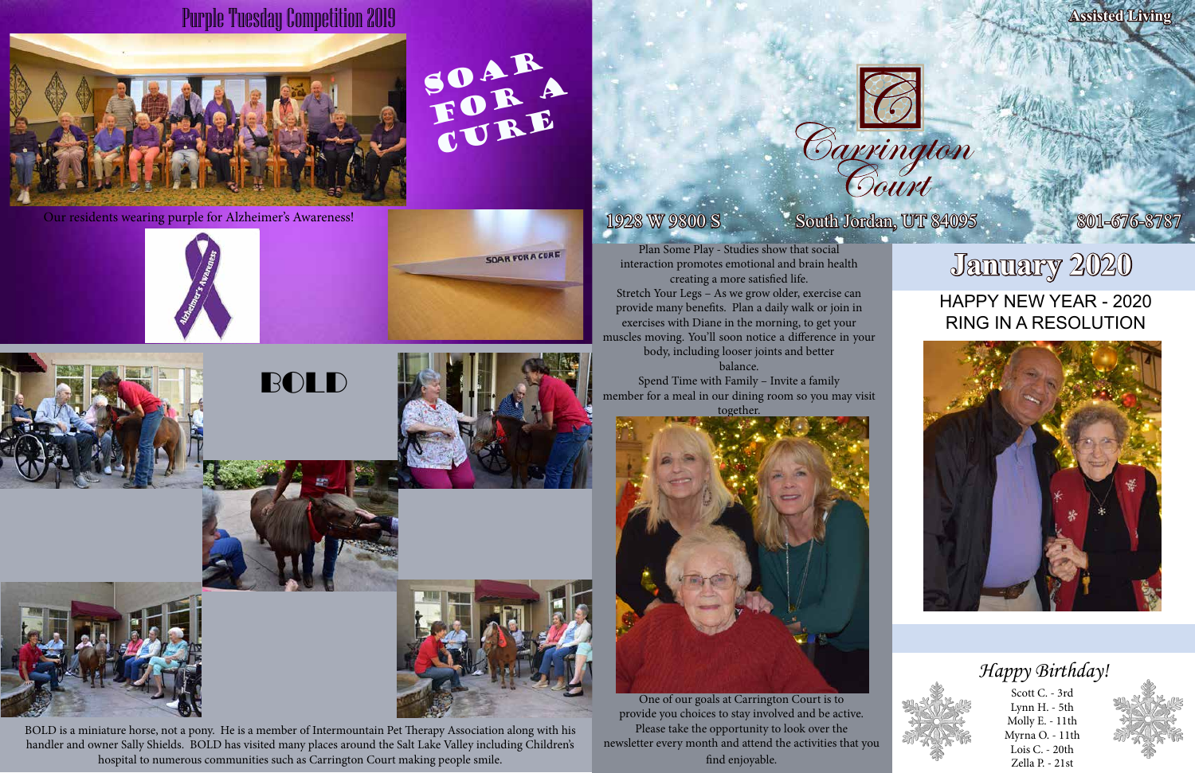# Purple Tuesday Competition 2019

SOAR FOR A CURE

Our residents wearing purple for Alzheimer's Awareness!

Alzheimer's Awareness

SOAR FOR A CURE

# BOLD

BOLD is a miniature horse, not a pony. He is a member of Intermountain Pet Therapy Association along with his handler and owner Sally Shields. BOLD has visited many places around the Salt Lake Valley including Children's hospital to numerous communities such as Carrington Court making people smile.

Plan Some Play - Studies show that social interaction promotes emotional and brain health creating a more satisfied life.

Stretch Your Legs – As we grow older, exercise can provide many benefits. Plan a daily walk or join in exercises with Diane in the morning, to get your muscles moving. You'll soon notice a difference in your body, including looser joints and better balance.

Spend Time with Family – Invite a family member for a meal in our dining room so you may visit together.

One of our goals at Carrington Court is to provide you choices to stay involved and be active. Please take the opportunity to look over the newsletter every month and attend the activities that you find enjoyable.

Assisted Living

Carrington Court

1928 W 9800 S South Jordan, UT 84095 801-676-8787

# January 2020

HAPPY NEW YEAR - 2020
RING IN A RESOLUTION

## *Happy Birthday!*

Scott C. - 3rd
Lynn H. - 5th
Molly E. - 11th
Myrna O. - 11th
Lois C. - 20th
Zella P. - 21st